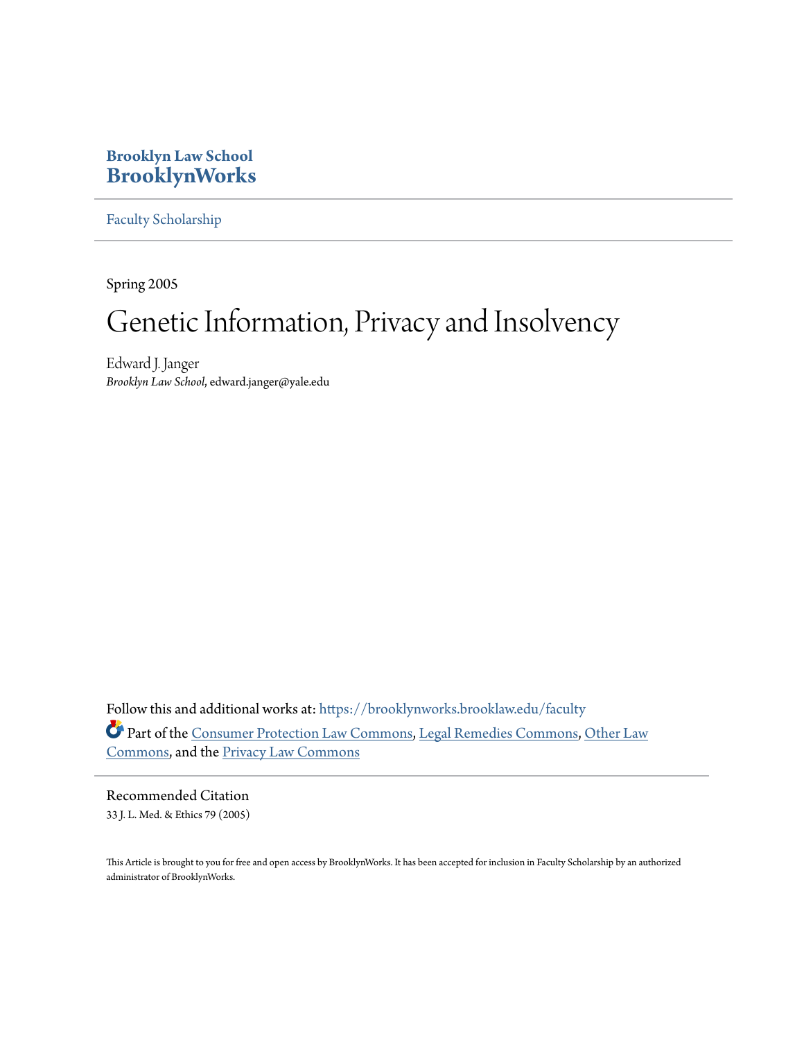# Brooklyn Law School
# BrooklynWorks

Faculty Scholarship

Spring 2005

# Genetic Information, Privacy and Insolvency

Edward J. Janger
*Brooklyn Law School*, edward.janger@yale.edu

Follow this and additional works at: https://brooklynworks.brooklaw.edu/faculty

Part of the Consumer Protection Law Commons, Legal Remedies Commons, Other Law Commons, and the Privacy Law Commons

## Recommended Citation

33 J. L. Med. & Ethics 79 (2005)

This Article is brought to you for free and open access by BrooklynWorks. It has been accepted for inclusion in Faculty Scholarship by an authorized administrator of BrooklynWorks.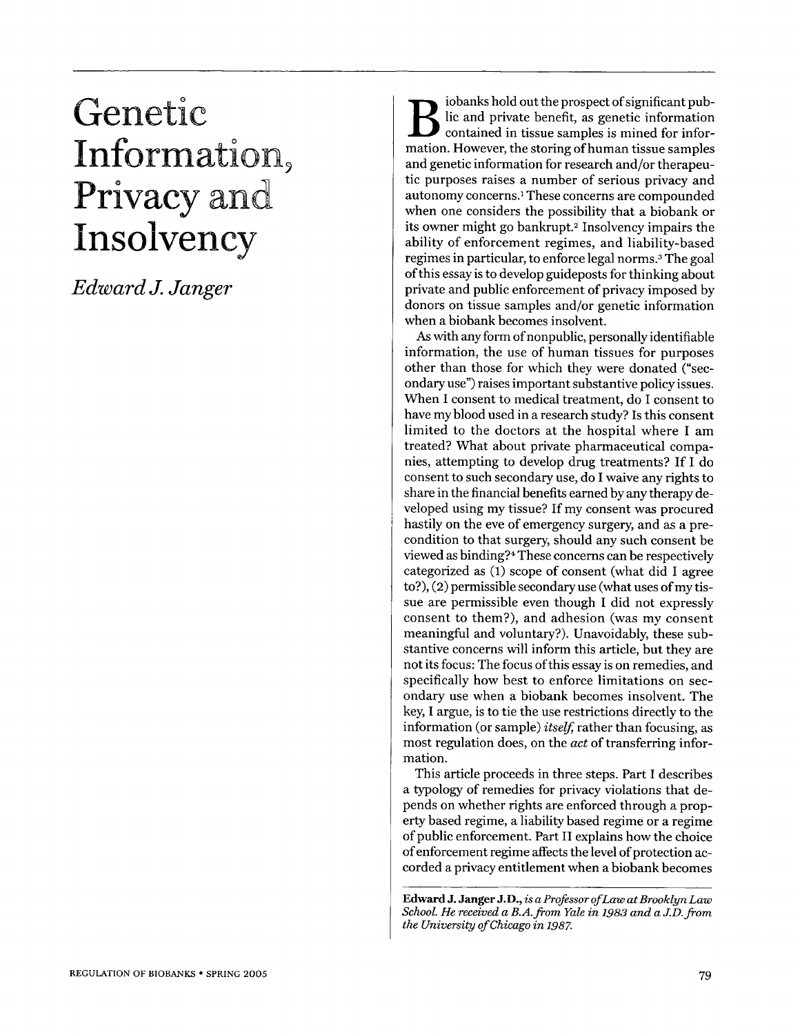# Genetic Information, Privacy and Insolvency

*Edward J. Janger*

Biobanks hold out the prospect of significant public and private benefit, as genetic information contained in tissue samples is mined for information. However, the storing of human tissue samples and genetic information for research and/or therapeutic purposes raises a number of serious privacy and autonomy concerns.[1] These concerns are compounded when one considers the possibility that a biobank or its owner might go bankrupt.[2] Insolvency impairs the ability of enforcement regimes, and liability-based regimes in particular, to enforce legal norms.[3] The goal of this essay is to develop guideposts for thinking about private and public enforcement of privacy imposed by donors on tissue samples and/or genetic information when a biobank becomes insolvent.

As with any form of nonpublic, personally identifiable information, the use of human tissues for purposes other than those for which they were donated ("secondary use") raises important substantive policy issues. When I consent to medical treatment, do I consent to have my blood used in a research study? Is this consent limited to the doctors at the hospital where I am treated? What about private pharmaceutical companies, attempting to develop drug treatments? If I do consent to such secondary use, do I waive any rights to share in the financial benefits earned by any therapy developed using my tissue? If my consent was procured hastily on the eve of emergency surgery, and as a precondition to that surgery, should any such consent be viewed as binding?[4] These concerns can be respectively categorized as (1) scope of consent (what did I agree to?), (2) permissible secondary use (what uses of my tissue are permissible even though I did not expressly consent to them?), and adhesion (was my consent meaningful and voluntary?). Unavoidably, these substantive concerns will inform this article, but they are not its focus: The focus of this essay is on remedies, and specifically how best to enforce limitations on secondary use when a biobank becomes insolvent. The key, I argue, is to tie the use restrictions directly to the information (or sample) *itself*, rather than focusing, as most regulation does, on the *act* of transferring information.

This article proceeds in three steps. Part I describes a typology of remedies for privacy violations that depends on whether rights are enforced through a property based regime, a liability based regime or a regime of public enforcement. Part II explains how the choice of enforcement regime affects the level of protection accorded a privacy entitlement when a biobank becomes

**Edward J. Janger J.D.,** *is a Professor of Law at Brooklyn Law School. He received a B.A. from Yale in 1983 and a J.D. from the University of Chicago in 1987.*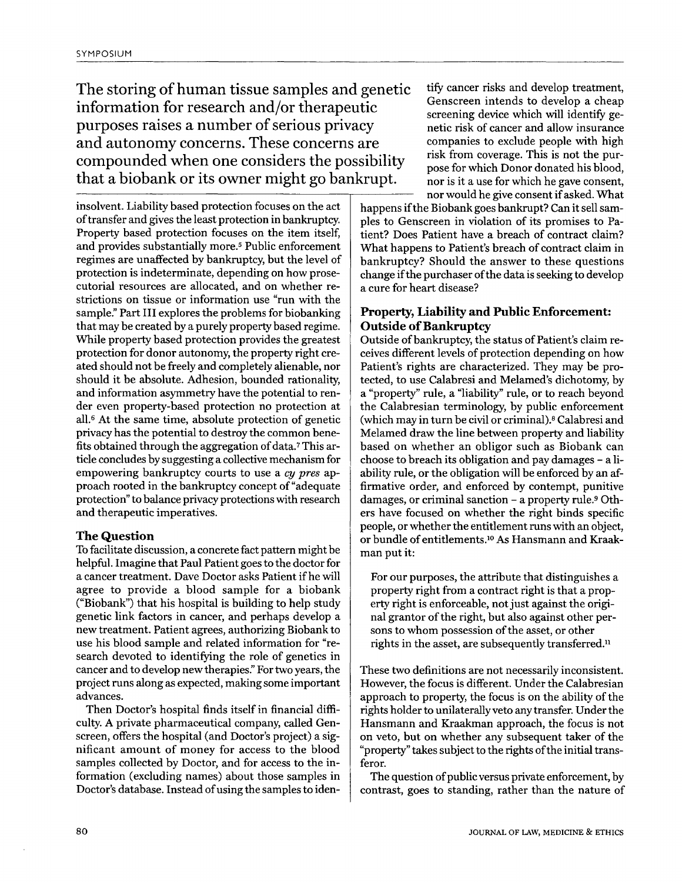The storing of human tissue samples and genetic information for research and/or therapeutic purposes raises a number of serious privacy and autonomy concerns. These concerns are compounded when one considers the possibility that a biobank or its owner might go bankrupt.

insolvent. Liability based protection focuses on the act of transfer and gives the least protection in bankruptcy. Property based protection focuses on the item itself, and provides substantially more.[5] Public enforcement regimes are unaffected by bankruptcy, but the level of protection is indeterminate, depending on how prosecutorial resources are allocated, and on whether restrictions on tissue or information use "run with the sample." Part III explores the problems for biobanking that may be created by a purely property based regime. While property based protection provides the greatest protection for donor autonomy, the property right created should not be freely and completely alienable, nor should it be absolute. Adhesion, bounded rationality, and information asymmetry have the potential to render even property-based protection no protection at all.[6] At the same time, absolute protection of genetic privacy has the potential to destroy the common benefits obtained through the aggregation of data.[7] This article concludes by suggesting a collective mechanism for empowering bankruptcy courts to use a *cy pres* approach rooted in the bankruptcy concept of "adequate protection" to balance privacy protections with research and therapeutic imperatives.

## The Question

To facilitate discussion, a concrete fact pattern might be helpful. Imagine that Paul Patient goes to the doctor for a cancer treatment. Dave Doctor asks Patient if he will agree to provide a blood sample for a biobank ("Biobank") that his hospital is building to help study genetic link factors in cancer, and perhaps develop a new treatment. Patient agrees, authorizing Biobank to use his blood sample and related information for "research devoted to identifying the role of genetics in cancer and to develop new therapies." For two years, the project runs along as expected, making some important advances.

Then Doctor's hospital finds itself in financial difficulty. A private pharmaceutical company, called Genscreen, offers the hospital (and Doctor's project) a significant amount of money for access to the blood samples collected by Doctor, and for access to the information (excluding names) about those samples in Doctor's database. Instead of using the samples to identify cancer risks and develop treatment, Genscreen intends to develop a cheap screening device which will identify genetic risk of cancer and allow insurance companies to exclude people with high risk from coverage. This is not the purpose for which Donor donated his blood, nor is it a use for which he gave consent, nor would he give consent if asked. What happens if the Biobank goes bankrupt? Can it sell samples to Genscreen in violation of its promises to Patient? Does Patient have a breach of contract claim? What happens to Patient's breach of contract claim in bankruptcy? Should the answer to these questions change if the purchaser of the data is seeking to develop a cure for heart disease?

## Property, Liability and Public Enforcement: Outside of Bankruptcy

Outside of bankruptcy, the status of Patient's claim receives different levels of protection depending on how Patient's rights are characterized. They may be protected, to use Calabresi and Melamed's dichotomy, by a "property" rule, a "liability" rule, or to reach beyond the Calabresian terminology, by public enforcement (which may in turn be civil or criminal).[8] Calabresi and Melamed draw the line between property and liability based on whether an obligor such as Biobank can choose to breach its obligation and pay damages – a liability rule, or the obligation will be enforced by an affirmative order, and enforced by contempt, punitive damages, or criminal sanction – a property rule.[9] Others have focused on whether the right binds specific people, or whether the entitlement runs with an object, or bundle of entitlements.[10] As Hansmann and Kraakman put it:

> For our purposes, the attribute that distinguishes a property right from a contract right is that a property right is enforceable, not just against the original grantor of the right, but also against other persons to whom possession of the asset, or other rights in the asset, are subsequently transferred.[11]

These two definitions are not necessarily inconsistent. However, the focus is different. Under the Calabresian approach to property, the focus is on the ability of the rights holder to unilaterally veto any transfer. Under the Hansmann and Kraakman approach, the focus is not on veto, but on whether any subsequent taker of the "property" takes subject to the rights of the initial transferor.

The question of public versus private enforcement, by contrast, goes to standing, rather than the nature of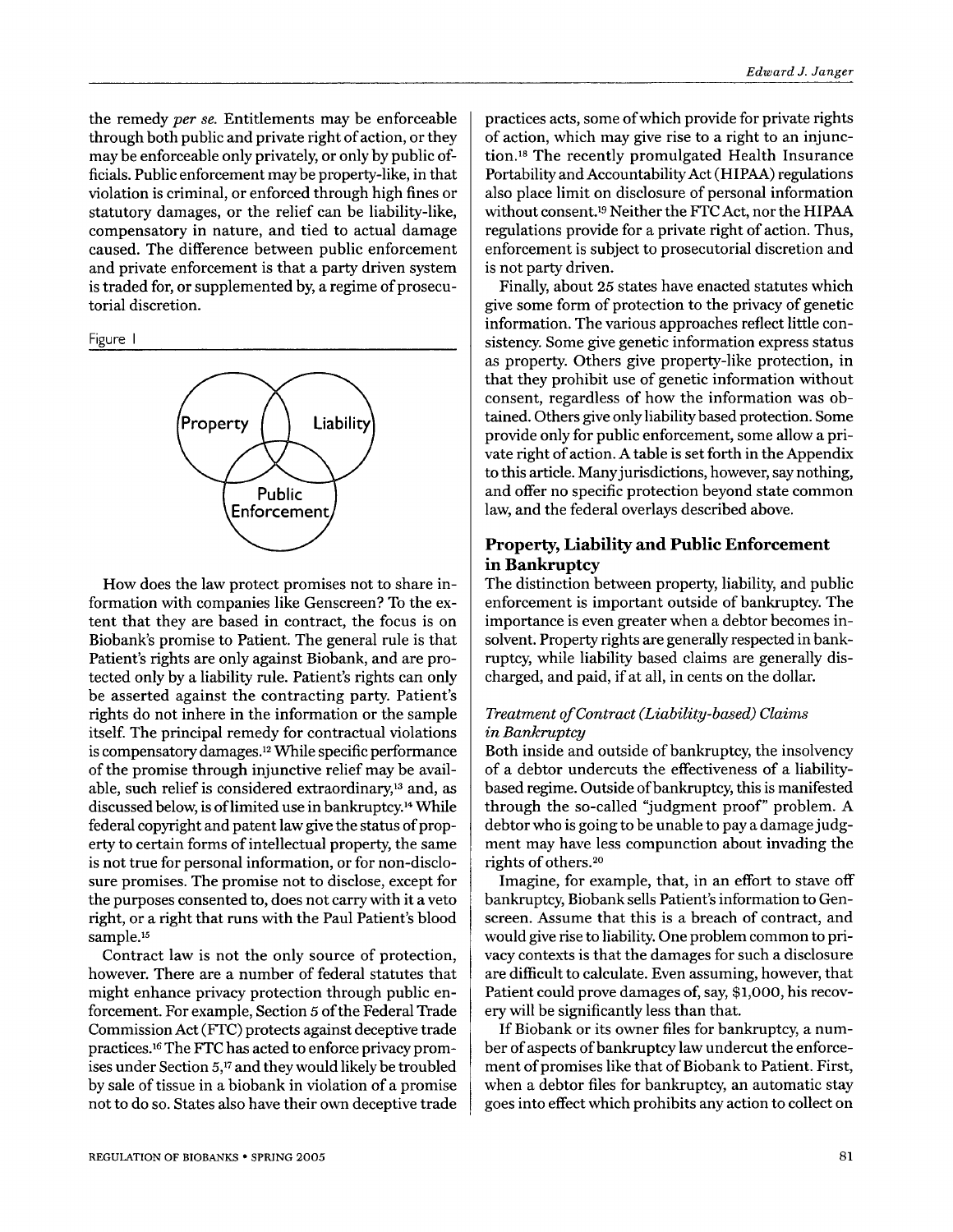the remedy *per se.* Entitlements may be enforceable through both public and private right of action, or they may be enforceable only privately, or only by public officials. Public enforcement may be property-like, in that violation is criminal, or enforced through high fines or statutory damages, or the relief can be liability-like, compensatory in nature, and tied to actual damage caused. The difference between public enforcement and private enforcement is that a party driven system is traded for, or supplemented by, a regime of prosecutorial discretion.

Figure 1

How does the law protect promises not to share information with companies like Genscreen? To the extent that they are based in contract, the focus is on Biobank's promise to Patient. The general rule is that Patient's rights are only against Biobank, and are protected only by a liability rule. Patient's rights can only be asserted against the contracting party. Patient's rights do not inhere in the information or the sample itself. The principal remedy for contractual violations is compensatory damages.[12] While specific performance of the promise through injunctive relief may be available, such relief is considered extraordinary,[13] and, as discussed below, is of limited use in bankruptcy.[14] While federal copyright and patent law give the status of property to certain forms of intellectual property, the same is not true for personal information, or for non-disclosure promises. The promise not to disclose, except for the purposes consented to, does not carry with it a veto right, or a right that runs with the Paul Patient's blood sample.[15]

Contract law is not the only source of protection, however. There are a number of federal statutes that might enhance privacy protection through public enforcement. For example, Section 5 of the Federal Trade Commission Act (FTC) protects against deceptive trade practices.[16] The FTC has acted to enforce privacy promises under Section 5,[17] and they would likely be troubled by sale of tissue in a biobank in violation of a promise not to do so. States also have their own deceptive trade practices acts, some of which provide for private rights of action, which may give rise to a right to an injunction.[18] The recently promulgated Health Insurance Portability and Accountability Act (HIPAA) regulations also place limit on disclosure of personal information without consent.[19] Neither the FTC Act, nor the HIPAA regulations provide for a private right of action. Thus, enforcement is subject to prosecutorial discretion and is not party driven.

Finally, about 25 states have enacted statutes which give some form of protection to the privacy of genetic information. The various approaches reflect little consistency. Some give genetic information express status as property. Others give property-like protection, in that they prohibit use of genetic information without consent, regardless of how the information was obtained. Others give only liability based protection. Some provide only for public enforcement, some allow a private right of action. A table is set forth in the Appendix to this article. Many jurisdictions, however, say nothing, and offer no specific protection beyond state common law, and the federal overlays described above.

## Property, Liability and Public Enforcement in Bankruptcy

The distinction between property, liability, and public enforcement is important outside of bankruptcy. The importance is even greater when a debtor becomes insolvent. Property rights are generally respected in bankruptcy, while liability based claims are generally discharged, and paid, if at all, in cents on the dollar.

### *Treatment of Contract (Liability-based) Claims in Bankruptcy*

Both inside and outside of bankruptcy, the insolvency of a debtor undercuts the effectiveness of a liability-based regime. Outside of bankruptcy, this is manifested through the so-called "judgment proof" problem. A debtor who is going to be unable to pay a damage judgment may have less compunction about invading the rights of others.[20]

Imagine, for example, that, in an effort to stave off bankruptcy, Biobank sells Patient's information to Genscreen. Assume that this is a breach of contract, and would give rise to liability. One problem common to privacy contexts is that the damages for such a disclosure are difficult to calculate. Even assuming, however, that Patient could prove damages of, say, \$1,000, his recovery will be significantly less than that.

If Biobank or its owner files for bankruptcy, a number of aspects of bankruptcy law undercut the enforcement of promises like that of Biobank to Patient. First, when a debtor files for bankruptcy, an automatic stay goes into effect which prohibits any action to collect on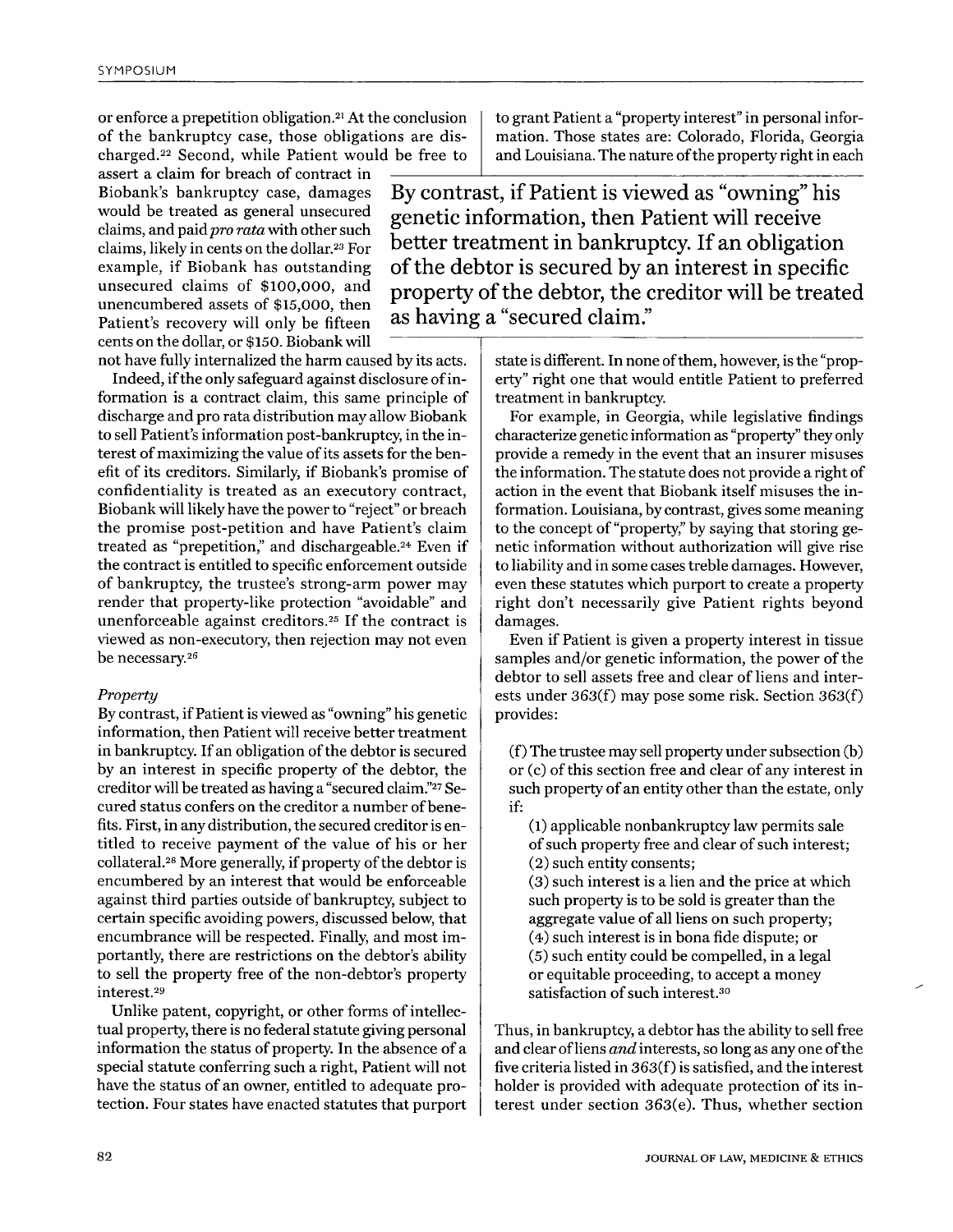or enforce a prepetition obligation.[21] At the conclusion of the bankruptcy case, those obligations are discharged.[22] Second, while Patient would be free to assert a claim for breach of contract in Biobank's bankruptcy case, damages would be treated as general unsecured claims, and paid *pro rata* with other such claims, likely in cents on the dollar.[23] For example, if Biobank has outstanding unsecured claims of $100,000, and unencumbered assets of $15,000, then Patient's recovery will only be fifteen cents on the dollar, or $150. Biobank will not have fully internalized the harm caused by its acts.

Indeed, if the only safeguard against disclosure of information is a contract claim, this same principle of discharge and pro rata distribution may allow Biobank to sell Patient's information post-bankruptcy, in the interest of maximizing the value of its assets for the benefit of its creditors. Similarly, if Biobank's promise of confidentiality is treated as an executory contract, Biobank will likely have the power to "reject" or breach the promise post-petition and have Patient's claim treated as "prepetition," and dischargeable.[24] Even if the contract is entitled to specific enforcement outside of bankruptcy, the trustee's strong-arm power may render that property-like protection "avoidable" and unenforceable against creditors.[25] If the contract is viewed as non-executory, then rejection may not even be necessary.[26]

*Property*

By contrast, if Patient is viewed as "owning" his genetic information, then Patient will receive better treatment in bankruptcy. If an obligation of the debtor is secured by an interest in specific property of the debtor, the creditor will be treated as having a "secured claim."[27] Secured status confers on the creditor a number of benefits. First, in any distribution, the secured creditor is entitled to receive payment of the value of his or her collateral.[28] More generally, if property of the debtor is encumbered by an interest that would be enforceable against third parties outside of bankruptcy, subject to certain specific avoiding powers, discussed below, that encumbrance will be respected. Finally, and most importantly, there are restrictions on the debtor's ability to sell the property free of the non-debtor's property interest.[29]

Unlike patent, copyright, or other forms of intellectual property, there is no federal statute giving personal information the status of property. In the absence of a special statute conferring such a right, Patient will not have the status of an owner, entitled to adequate protection. Four states have enacted statutes that purport to grant Patient a "property interest" in personal information. Those states are: Colorado, Florida, Georgia and Louisiana. The nature of the property right in each state is different. In none of them, however, is the "property" right one that would entitle Patient to preferred treatment in bankruptcy.

For example, in Georgia, while legislative findings characterize genetic information as "property" they only provide a remedy in the event that an insurer misuses the information. The statute does not provide a right of action in the event that Biobank itself misuses the information. Louisiana, by contrast, gives some meaning to the concept of "property," by saying that storing genetic information without authorization will give rise to liability and in some cases treble damages. However, even these statutes which purport to create a property right don't necessarily give Patient rights beyond damages.

Even if Patient is given a property interest in tissue samples and/or genetic information, the power of the debtor to sell assets free and clear of liens and interests under 363(f) may pose some risk. Section 363(f) provides:

> (f) The trustee may sell property under subsection (b) or (c) of this section free and clear of any interest in such property of an entity other than the estate, only if:
>
> (1) applicable nonbankruptcy law permits sale of such property free and clear of such interest;
> (2) such entity consents;
> (3) such interest is a lien and the price at which such property is to be sold is greater than the aggregate value of all liens on such property;
> (4) such interest is in bona fide dispute; or
> (5) such entity could be compelled, in a legal or equitable proceeding, to accept a money satisfaction of such interest.[30]

Thus, in bankruptcy, a debtor has the ability to sell free and clear of liens *and* interests, so long as any one of the five criteria listed in 363(f) is satisfied, and the interest holder is provided with adequate protection of its interest under section 363(e). Thus, whether section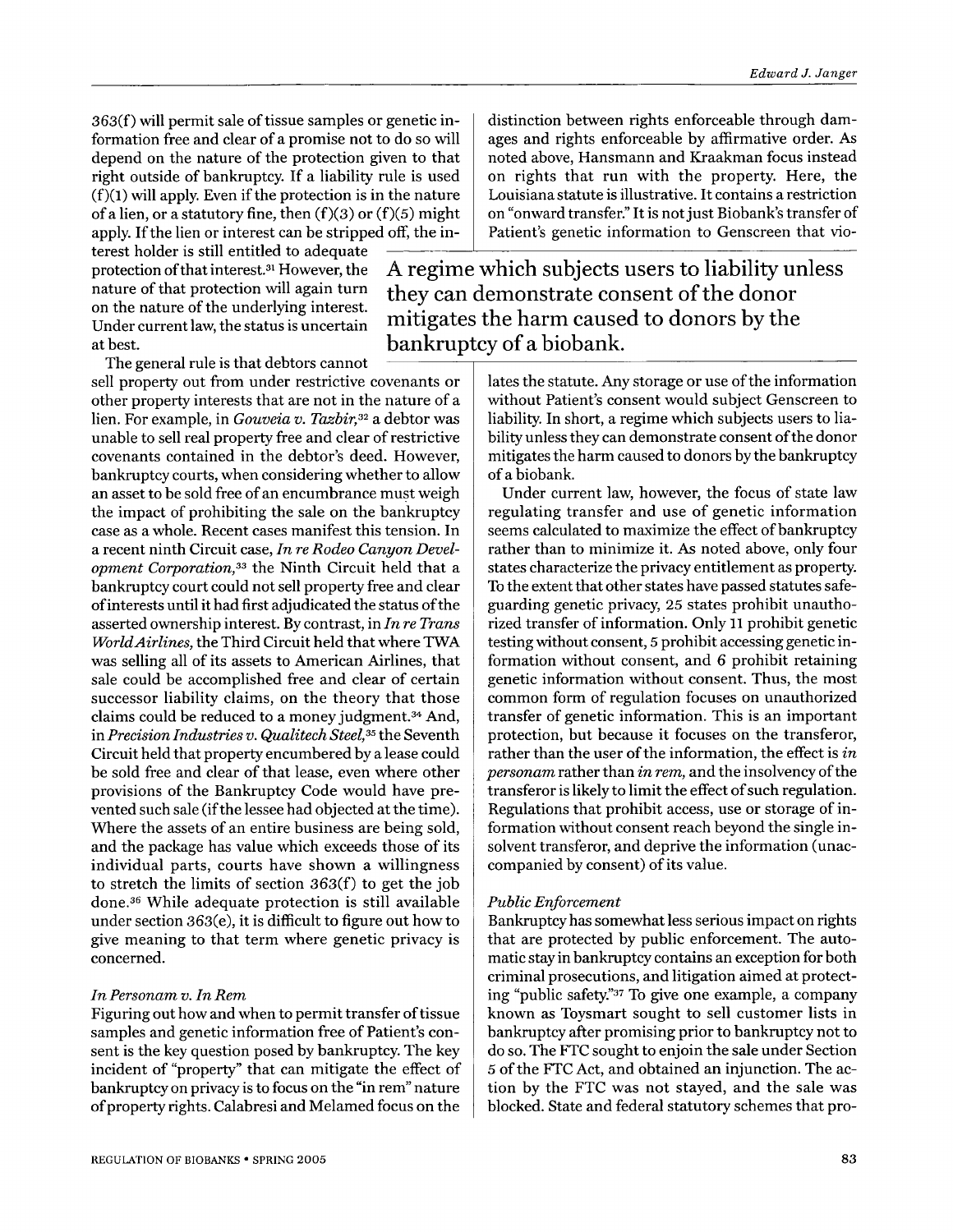363(f) will permit sale of tissue samples or genetic information free and clear of a promise not to do so will depend on the nature of the protection given to that right outside of bankruptcy. If a liability rule is used (f)(1) will apply. Even if the protection is in the nature of a lien, or a statutory fine, then (f)(3) or (f)(5) might apply. If the lien or interest can be stripped off, the interest holder is still entitled to adequate protection of that interest.[31] However, the nature of that protection will again turn on the nature of the underlying interest. Under current law, the status is uncertain at best.

The general rule is that debtors cannot sell property out from under restrictive covenants or other property interests that are not in the nature of a lien. For example, in *Gouveia v. Tazbir*,[32] a debtor was unable to sell real property free and clear of restrictive covenants contained in the debtor's deed. However, bankruptcy courts, when considering whether to allow an asset to be sold free of an encumbrance must weigh the impact of prohibiting the sale on the bankruptcy case as a whole. Recent cases manifest this tension. In a recent ninth Circuit case, *In re Rodeo Canyon Development Corporation*,[33] the Ninth Circuit held that a bankruptcy court could not sell property free and clear of interests until it had first adjudicated the status of the asserted ownership interest. By contrast, in *In re Trans World Airlines*, the Third Circuit held that where TWA was selling all of its assets to American Airlines, that sale could be accomplished free and clear of certain successor liability claims, on the theory that those claims could be reduced to a money judgment.[34] And, in *Precision Industries v. Qualitech Steel*,[35] the Seventh Circuit held that property encumbered by a lease could be sold free and clear of that lease, even where other provisions of the Bankruptcy Code would have prevented such sale (if the lessee had objected at the time). Where the assets of an entire business are being sold, and the package has value which exceeds those of its individual parts, courts have shown a willingness to stretch the limits of section 363(f) to get the job done.[36] While adequate protection is still available under section 363(e), it is difficult to figure out how to give meaning to that term where genetic privacy is concerned.

### *In Personam v. In Rem*

Figuring out how and when to permit transfer of tissue samples and genetic information free of Patient's consent is the key question posed by bankruptcy. The key incident of "property" that can mitigate the effect of bankruptcy on privacy is to focus on the "in rem" nature of property rights. Calabresi and Melamed focus on the distinction between rights enforceable through damages and rights enforceable by affirmative order. As noted above, Hansmann and Kraakman focus instead on rights that run with the property. Here, the Louisiana statute is illustrative. It contains a restriction on "onward transfer." It is not just Biobank's transfer of Patient's genetic information to Genscreen that violates the statute. Any storage or use of the information without Patient's consent would subject Genscreen to liability. In short, a regime which subjects users to liability unless they can demonstrate consent of the donor mitigates the harm caused to donors by the bankruptcy of a biobank.

> A regime which subjects users to liability unless they can demonstrate consent of the donor mitigates the harm caused to donors by the bankruptcy of a biobank.

Under current law, however, the focus of state law regulating transfer and use of genetic information seems calculated to maximize the effect of bankruptcy rather than to minimize it. As noted above, only four states characterize the privacy entitlement as property. To the extent that other states have passed statutes safeguarding genetic privacy, 25 states prohibit unauthorized transfer of information. Only 11 prohibit genetic testing without consent, 5 prohibit accessing genetic information without consent, and 6 prohibit retaining genetic information without consent. Thus, the most common form of regulation focuses on unauthorized transfer of genetic information. This is an important protection, but because it focuses on the transferor, rather than the user of the information, the effect is *in personam* rather than *in rem*, and the insolvency of the transferor is likely to limit the effect of such regulation. Regulations that prohibit access, use or storage of information without consent reach beyond the single insolvent transferor, and deprive the information (unaccompanied by consent) of its value.

### *Public Enforcement*

Bankruptcy has somewhat less serious impact on rights that are protected by public enforcement. The automatic stay in bankruptcy contains an exception for both criminal prosecutions, and litigation aimed at protecting "public safety."[37] To give one example, a company known as Toysmart sought to sell customer lists in bankruptcy after promising prior to bankruptcy not to do so. The FTC sought to enjoin the sale under Section 5 of the FTC Act, and obtained an injunction. The action by the FTC was not stayed, and the sale was blocked. State and federal statutory schemes that pro-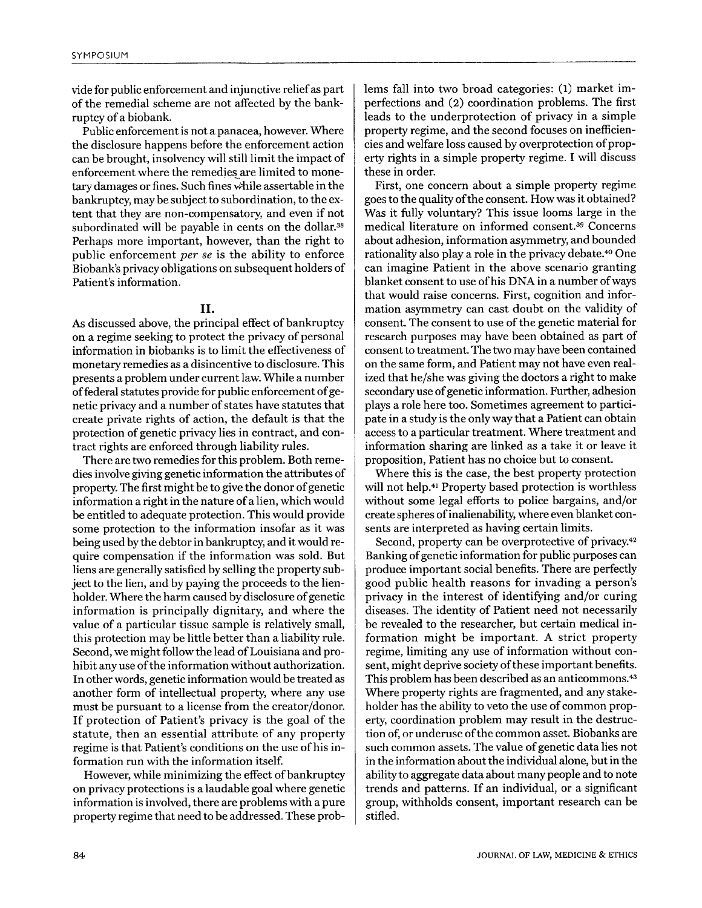vide for public enforcement and injunctive relief as part of the remedial scheme are not affected by the bankruptcy of a biobank.

Public enforcement is not a panacea, however. Where the disclosure happens before the enforcement action can be brought, insolvency will still limit the impact of enforcement where the remedies are limited to monetary damages or fines. Such fines while assertable in the bankruptcy, may be subject to subordination, to the extent that they are non-compensatory, and even if not subordinated will be payable in cents on the dollar.[38] Perhaps more important, however, than the right to public enforcement *per se* is the ability to enforce Biobank's privacy obligations on subsequent holders of Patient's information.

## II.

As discussed above, the principal effect of bankruptcy on a regime seeking to protect the privacy of personal information in biobanks is to limit the effectiveness of monetary remedies as a disincentive to disclosure. This presents a problem under current law. While a number of federal statutes provide for public enforcement of genetic privacy and a number of states have statutes that create private rights of action, the default is that the protection of genetic privacy lies in contract, and contract rights are enforced through liability rules.

There are two remedies for this problem. Both remedies involve giving genetic information the attributes of property. The first might be to give the donor of genetic information a right in the nature of a lien, which would be entitled to adequate protection. This would provide some protection to the information insofar as it was being used by the debtor in bankruptcy, and it would require compensation if the information was sold. But liens are generally satisfied by selling the property subject to the lien, and by paying the proceeds to the lienholder. Where the harm caused by disclosure of genetic information is principally dignitary, and where the value of a particular tissue sample is relatively small, this protection may be little better than a liability rule. Second, we might follow the lead of Louisiana and prohibit any use of the information without authorization. In other words, genetic information would be treated as another form of intellectual property, where any use must be pursuant to a license from the creator/donor. If protection of Patient's privacy is the goal of the statute, then an essential attribute of any property regime is that Patient's conditions on the use of his information run with the information itself.

However, while minimizing the effect of bankruptcy on privacy protections is a laudable goal where genetic information is involved, there are problems with a pure property regime that need to be addressed. These problems fall into two broad categories: (1) market imperfections and (2) coordination problems. The first leads to the underprotection of privacy in a simple property regime, and the second focuses on inefficiencies and welfare loss caused by overprotection of property rights in a simple property regime. I will discuss these in order.

First, one concern about a simple property regime goes to the quality of the consent. How was it obtained? Was it fully voluntary? This issue looms large in the medical literature on informed consent.[39] Concerns about adhesion, information asymmetry, and bounded rationality also play a role in the privacy debate.[40] One can imagine Patient in the above scenario granting blanket consent to use of his DNA in a number of ways that would raise concerns. First, cognition and information asymmetry can cast doubt on the validity of consent. The consent to use of the genetic material for research purposes may have been obtained as part of consent to treatment. The two may have been contained on the same form, and Patient may not have even realized that he/she was giving the doctors a right to make secondary use of genetic information. Further, adhesion plays a role here too. Sometimes agreement to participate in a study is the only way that a Patient can obtain access to a particular treatment. Where treatment and information sharing are linked as a take it or leave it proposition, Patient has no choice but to consent.

Where this is the case, the best property protection will not help.[41] Property based protection is worthless without some legal efforts to police bargains, and/or create spheres of inalienability, where even blanket consents are interpreted as having certain limits.

Second, property can be overprotective of privacy.[42] Banking of genetic information for public purposes can produce important social benefits. There are perfectly good public health reasons for invading a person's privacy in the interest of identifying and/or curing diseases. The identity of Patient need not necessarily be revealed to the researcher, but certain medical information might be important. A strict property regime, limiting any use of information without consent, might deprive society of these important benefits. This problem has been described as an anticommons.[43] Where property rights are fragmented, and any stakeholder has the ability to veto the use of common property, coordination problem may result in the destruction of, or underuse of the common asset. Biobanks are such common assets. The value of genetic data lies not in the information about the individual alone, but in the ability to aggregate data about many people and to note trends and patterns. If an individual, or a significant group, withholds consent, important research can be stifled.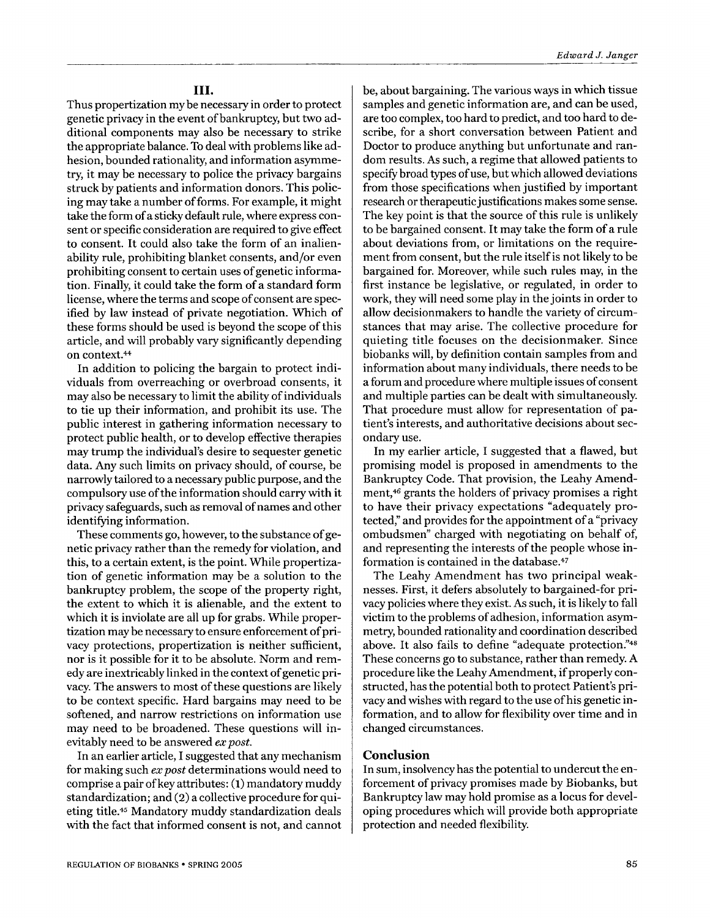## III.

Thus propertization my be necessary in order to protect genetic privacy in the event of bankruptcy, but two additional components may also be necessary to strike the appropriate balance. To deal with problems like adhesion, bounded rationality, and information asymmetry, it may be necessary to police the privacy bargains struck by patients and information donors. This policing may take a number of forms. For example, it might take the form of a sticky default rule, where express consent or specific consideration are required to give effect to consent. It could also take the form of an inalienability rule, prohibiting blanket consents, and/or even prohibiting consent to certain uses of genetic information. Finally, it could take the form of a standard form license, where the terms and scope of consent are specified by law instead of private negotiation. Which of these forms should be used is beyond the scope of this article, and will probably vary significantly depending on context.[44]

In addition to policing the bargain to protect individuals from overreaching or overbroad consents, it may also be necessary to limit the ability of individuals to tie up their information, and prohibit its use. The public interest in gathering information necessary to protect public health, or to develop effective therapies may trump the individual's desire to sequester genetic data. Any such limits on privacy should, of course, be narrowly tailored to a necessary public purpose, and the compulsory use of the information should carry with it privacy safeguards, such as removal of names and other identifying information.

These comments go, however, to the substance of genetic privacy rather than the remedy for violation, and this, to a certain extent, is the point. While propertization of genetic information may be a solution to the bankruptcy problem, the scope of the property right, the extent to which it is alienable, and the extent to which it is inviolate are all up for grabs. While propertization may be necessary to ensure enforcement of privacy protections, propertization is neither sufficient, nor is it possible for it to be absolute. Norm and remedy are inextricably linked in the context of genetic privacy. The answers to most of these questions are likely to be context specific. Hard bargains may need to be softened, and narrow restrictions on information use may need to be broadened. These questions will inevitably need to be answered *ex post*.

In an earlier article, I suggested that any mechanism for making such *ex post* determinations would need to comprise a pair of key attributes: (1) mandatory muddy standardization; and (2) a collective procedure for quieting title.[45] Mandatory muddy standardization deals with the fact that informed consent is not, and cannot be, about bargaining. The various ways in which tissue samples and genetic information are, and can be used, are too complex, too hard to predict, and too hard to describe, for a short conversation between Patient and Doctor to produce anything but unfortunate and random results. As such, a regime that allowed patients to specify broad types of use, but which allowed deviations from those specifications when justified by important research or therapeutic justifications makes some sense. The key point is that the source of this rule is unlikely to be bargained consent. It may take the form of a rule about deviations from, or limitations on the requirement from consent, but the rule itself is not likely to be bargained for. Moreover, while such rules may, in the first instance be legislative, or regulated, in order to work, they will need some play in the joints in order to allow decisionmakers to handle the variety of circumstances that may arise. The collective procedure for quieting title focuses on the decisionmaker. Since biobanks will, by definition contain samples from and information about many individuals, there needs to be a forum and procedure where multiple issues of consent and multiple parties can be dealt with simultaneously. That procedure must allow for representation of patient's interests, and authoritative decisions about secondary use.

In my earlier article, I suggested that a flawed, but promising model is proposed in amendments to the Bankruptcy Code. That provision, the Leahy Amendment,[46] grants the holders of privacy promises a right to have their privacy expectations "adequately protected," and provides for the appointment of a "privacy ombudsmen" charged with negotiating on behalf of, and representing the interests of the people whose information is contained in the database.[47]

The Leahy Amendment has two principal weaknesses. First, it defers absolutely to bargained-for privacy policies where they exist. As such, it is likely to fall victim to the problems of adhesion, information asymmetry, bounded rationality and coordination described above. It also fails to define "adequate protection."[48] These concerns go to substance, rather than remedy. A procedure like the Leahy Amendment, if properly constructed, has the potential both to protect Patient's privacy and wishes with regard to the use of his genetic information, and to allow for flexibility over time and in changed circumstances.

## Conclusion

In sum, insolvency has the potential to undercut the enforcement of privacy promises made by Biobanks, but Bankruptcy law may hold promise as a locus for developing procedures which will provide both appropriate protection and needed flexibility.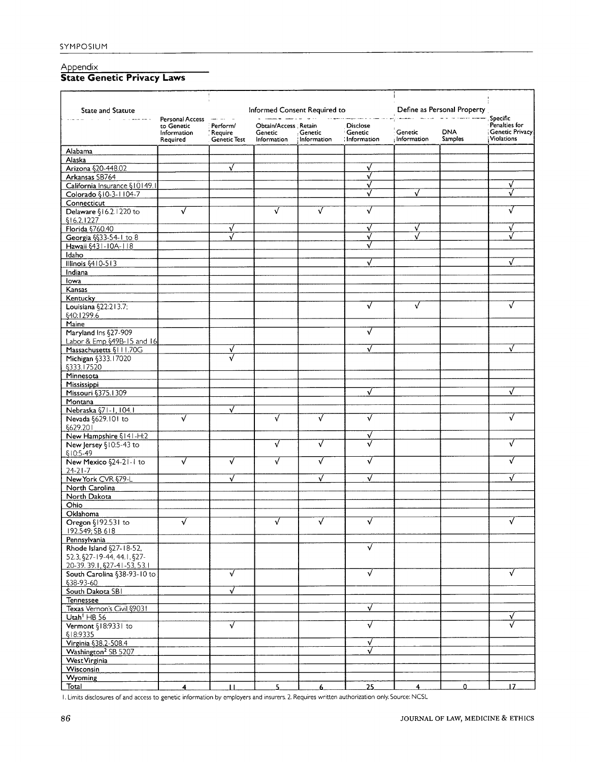## Appendix

### State Genetic Privacy Laws

| State and Statute | Personal Access to Genetic Information Required | Informed Consent Required to | | | | Define as Personal Property | | Specific Penalties for Genetic Privacy Violations |
|---|---|---|---|---|---|---|---|---|
| | | Perform/ Require Genetic Test | Obtain/Access Genetic Information | Retain Genetic Information | Disclose Genetic Information | Genetic Information | DNA Samples | |
| Alabama | | | | | | | | |
| Alaska | | | | | | | | |
| Arizona §20-448.02 | | √ | | | √ | | | |
| Arkansas SB764 | | | | | √ | | | |
| California Insurance §10149.1 | | | | | √ | | | √ |
| Colorado §10-3-1104-7 | | | | | √ | √ | | √ |
| Connecticut | | | | | | | | |
| Delaware §16.2.1220 to §16.2.1227 | √ | | √ | √ | √ | | | √ |
| Florida §760.40 | | √ | | | √ | √ | | √ |
| Georgia §§33-54-1 to 8 | | √ | | | √ | √ | | √ |
| Hawaii §431-10A-118 | | | | | √ | | | |
| Idaho | | | | | | | | |
| Illinois §410-513 | | | | | √ | | | √ |
| Indiana | | | | | | | | |
| Iowa | | | | | | | | |
| Kansas | | | | | | | | |
| Kentucky | | | | | | | | |
| Louisiana §22:213.7; §40:1299.6 | | | | | √ | √ | | √ |
| Maine | | | | | | | | |
| Maryland Ins §27-909 Labor & Emp §49B-15 and 16 | | | | | √ | | | |
| Massachusetts §111.70G | | √ | | | √ | | | √ |
| Michigan §333.17020 §333.17520 | | √ | | | | | | |
| Minnesota | | | | | | | | |
| Mississippi | | | | | | | | |
| Missouri §375.1309 | | | | | √ | | | √ |
| Montana | | | | | | | | |
| Nebraska §71-1, 104.1 | | √ | | | | | | |
| Nevada §629.101 to §629.201 | √ | | √ | √ | √ | | | √ |
| New Hampshire §141-H:2 | | | | | √ | | | |
| New Jersey §10:5-43 to §10:5-49 | | | √ | √ | √ | | | √ |
| New Mexico §24-21-1 to 24-21-7 | √ | √ | √ | √ | √ | | | √ |
| New York CVR §79-L | | √ | | √ | √ | | | √ |
| North Carolina | | | | | | | | |
| North Dakota | | | | | | | | |
| Ohio | | | | | | | | |
| Oklahoma | | | | | | | | |
| Oregon §192.531 to 192.549; SB 618 | √ | | √ | √ | √ | | | √ |
| Pennsylvania | | | | | | | | |
| Rhode Island §27-18-52, 52.3, §27-19-44, 44.1, §27-20-39, 39.1, §27-41-53, 53.1 | | | | | √ | | | |
| South Carolina §38-93-10 to §38-93-60 | | √ | | | √ | | | √ |
| South Dakota SB1 | | √ | | | | | | |
| Tennessee | | | | | | | | |
| Texas Vernon's Civil §9031 | | | | | √ | | | |
| Utah[1] HB 56 | | | | | | | | √ |
| Vermont §18:9331 to §18:9335 | | √ | | | √ | | | √ |
| Virginia §38.2-508.4 | | | | | √ | | | |
| Washington[2] SB 5207 | | | | | √ | | | |
| West Virginia | | | | | | | | |
| Wisconsin | | | | | | | | |
| Wyoming | | | | | | | | |
| Total | 4 | 11 | 5 | 6 | 25 | 4 | 0 | 17 |

1. Limits disclosures of and access to genetic information by employers and insurers. 2. Requires written authorization only. Source: NCSL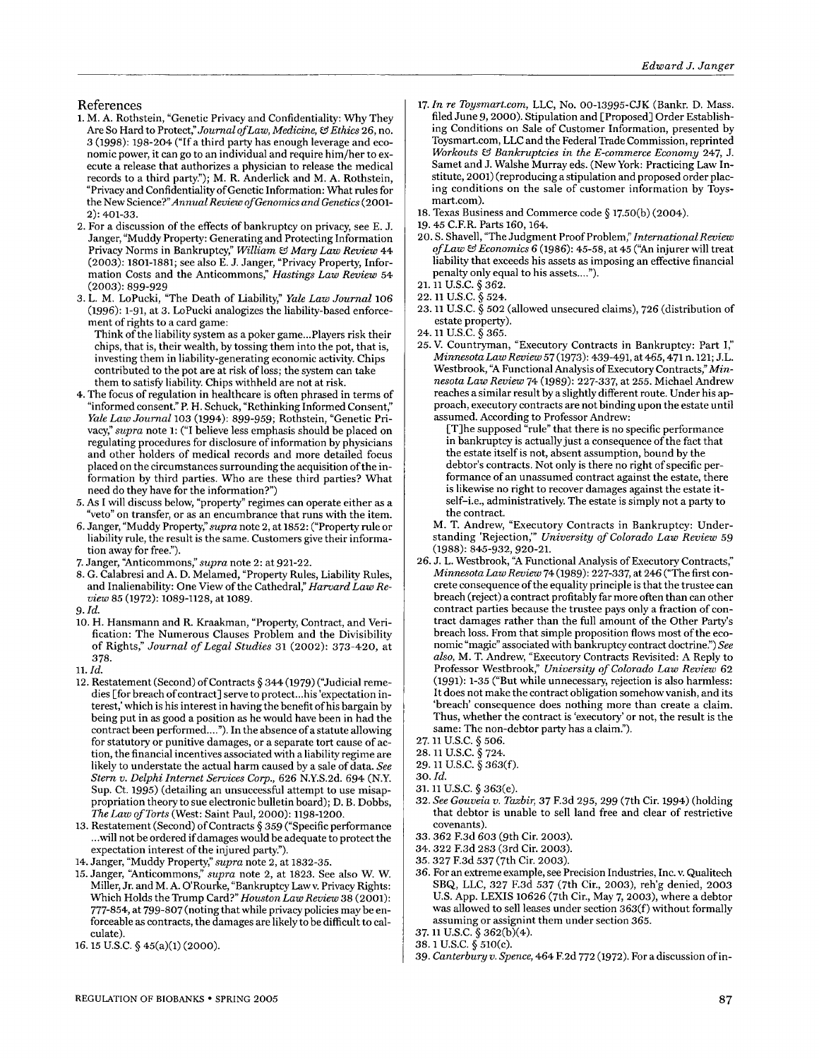## References

1. M. A. Rothstein, "Genetic Privacy and Confidentiality: Why They Are So Hard to Protect," *Journal of Law, Medicine, & Ethics* 26, no. 3 (1998): 198-204 ("If a third party has enough leverage and economic power, it can go to an individual and require him/her to execute a release that authorizes a physician to release the medical records to a third party."); M. R. Anderlick and M. A. Rothstein, "Privacy and Confidentiality of Genetic Information: What rules for the New Science?" *Annual Review of Genomics and Genetics* (2001-2): 401-33.
2. For a discussion of the effects of bankruptcy on privacy, see E. J. Janger, "Muddy Property: Generating and Protecting Information Privacy Norms in Bankruptcy," *William & Mary Law Review* 44 (2003): 1801-1881; see also E. J. Janger, "Privacy Property, Information Costs and the Anticommons," *Hastings Law Review* 54 (2003): 899-929
3. L. M. LoPucki, "The Death of Liability," *Yale Law Journal* 106 (1996): 1-91, at 3. LoPucki analogizes the liability-based enforcement of rights to a card game:

   Think of the liability system as a poker game...Players risk their chips, that is, their wealth, by tossing them into the pot, that is, investing them in liability-generating economic activity. Chips contributed to the pot are at risk of loss; the system can take them to satisfy liability. Chips withheld are not at risk.
4. The focus of regulation in healthcare is often phrased in terms of "informed consent." P. H. Schuck, "Rethinking Informed Consent," *Yale Law Journal* 103 (1994): 899-959; Rothstein, "Genetic Privacy," *supra* note 1: ("I believe less emphasis should be placed on regulating procedures for disclosure of information by physicians and other holders of medical records and more detailed focus placed on the circumstances surrounding the acquisition of the information by third parties. Who are these third parties? What need do they have for the information?")
5. As I will discuss below, "property" regimes can operate either as a "veto" on transfer, or as an encumbrance that runs with the item.
6. Janger, "Muddy Property," *supra* note 2, at 1852: ("Property rule or liability rule, the result is the same. Customers give their information away for free.").
7. Janger, "Anticommons," *supra* note 2: at 921-22.
8. G. Calabresi and A. D. Melamed, "Property Rules, Liability Rules, and Inalienability: One View of the Cathedral," *Harvard Law Review* 85 (1972): 1089-1128, at 1089.
9. *Id.*
10. H. Hansmann and R. Kraakman, "Property, Contract, and Verification: The Numerous Clauses Problem and the Divisibility of Rights," *Journal of Legal Studies* 31 (2002): 373-420, at 378.
11. *Id.*
12. Restatement (Second) of Contracts § 344 (1979) ("Judicial remedies [for breach of contract] serve to protect...his 'expectation interest,' which is his interest in having the benefit of his bargain by being put in as good a position as he would have been in had the contract been performed...."). In the absence of a statute allowing for statutory or punitive damages, or a separate tort cause of action, the financial incentives associated with a liability regime are likely to understate the actual harm caused by a sale of data. *See Stern v. Delphi Internet Services Corp.*, 626 N.Y.S.2d. 694 (N.Y. Sup. Ct. 1995) (detailing an unsuccessful attempt to use misappropriation theory to sue electronic bulletin board); D. B. Dobbs, *The Law of Torts* (West: Saint Paul, 2000): 1198-1200.
13. Restatement (Second) of Contracts § 359 ("Specific performance ...will not be ordered if damages would be adequate to protect the expectation interest of the injured party.").
14. Janger, "Muddy Property," *supra* note 2, at 1832-35.
15. Janger, "Anticommons," *supra* note 2, at 1823. See also W. W. Miller, Jr. and M. A. O'Rourke, "Bankruptcy Law v. Privacy Rights: Which Holds the Trump Card?" *Houston Law Review* 38 (2001): 777-854, at 799-807 (noting that while privacy policies may be enforceable as contracts, the damages are likely to be difficult to calculate).
16. 15 U.S.C. § 45(a)(1) (2000).
17. *In re Toysmart.com*, LLC, No. 00-13995-CJK (Bankr. D. Mass. filed June 9, 2000). Stipulation and [Proposed] Order Establishing Conditions on Sale of Customer Information, presented by Toysmart.com, LLC and the Federal Trade Commission, reprinted *Workouts & Bankruptcies in the E-commerce Economy* 247, J. Samet and J. Walshe Murray eds. (New York: Practicing Law Institute, 2001) (reproducing a stipulation and proposed order placing conditions on the sale of customer information by Toysmart.com).
18. Texas Business and Commerce code § 17.50(b) (2004).
19. 45 C.F.R. Parts 160, 164.
20. S. Shavell, "The Judgment Proof Problem," *International Review of Law & Economics* 6 (1986): 45-58, at 45 ("An injurer will treat liability that exceeds his assets as imposing an effective financial penalty only equal to his assets....").
21. 11 U.S.C. § 362.
22. 11 U.S.C. § 524.
23. 11 U.S.C. § 502 (allowed unsecured claims), 726 (distribution of estate property).
24. 11 U.S.C. § 365.
25. V. Countryman, "Executory Contracts in Bankruptcy: Part I," *Minnesota Law Review* 57 (1973): 439-491, at 465, 471 n. 121; J.L. Westbrook, "A Functional Analysis of Executory Contracts," *Minnesota Law Review* 74 (1989): 227-337, at 255. Michael Andrew reaches a similar result by a slightly different route. Under his approach, executory contracts are not binding upon the estate until assumed. According to Professor Andrew:

   [T]he supposed "rule" that there is no specific performance in bankruptcy is actually just a consequence of the fact that the estate itself is not, absent assumption, bound by the debtor's contracts. Not only is there no right of specific performance of an unassumed contract against the estate, there is likewise no right to recover damages against the estate itself–i.e., administratively. The estate is simply not a party to the contract.

   M. T. Andrew, "Executory Contracts in Bankruptcy: Understanding 'Rejection,'" *University of Colorado Law Review* 59 (1988): 845-932, 920-21.
26. J. L. Westbrook, "A Functional Analysis of Executory Contracts," *Minnesota Law Review* 74 (1989): 227-337, at 246 ("The first concrete consequence of the equality principle is that the trustee can breach (reject) a contract profitably far more often than can other contract parties because the trustee pays only a fraction of contract damages rather than the full amount of the Other Party's breach loss. From that simple proposition flows most of the economic "magic" associated with bankruptcy contract doctrine.") *See also*, M. T. Andrew, "Executory Contracts Revisited: A Reply to Professor Westbrook," *University of Colorado Law Review* 62 (1991): 1-35 ("But while unnecessary, rejection is also harmless: It does not make the contract obligation somehow vanish, and its 'breach' consequence does nothing more than create a claim. Thus, whether the contract is 'executory' or not, the result is the same: The non-debtor party has a claim.").
27. 11 U.S.C. § 506.
28. 11 U.S.C. § 724.
29. 11 U.S.C. § 363(f).
30. *Id.*
31. 11 U.S.C. § 363(e).
32. *See Gouveia v. Tazbir*, 37 F.3d 295, 299 (7th Cir. 1994) (holding that debtor is unable to sell land free and clear of restrictive covenants).
33. 362 F.3d 603 (9th Cir. 2003).
34. 322 F.3d 283 (3rd Cir. 2003).
35. 327 F.3d 537 (7th Cir. 2003).
36. For an extreme example, see Precision Industries, Inc. v. Qualitech SBQ, LLC, 327 F.3d 537 (7th Cir., 2003), reh'g denied, 2003 U.S. App. LEXIS 10626 (7th Cir., May 7, 2003), where a debtor was allowed to sell leases under section 363(f) without formally assuming or assignint them under section 365.
37. 11 U.S.C. § 362(b)(4).
38. 1 U.S.C. § 510(c).
39. *Canterbury v. Spence*, 464 F.2d 772 (1972). For a discussion of in-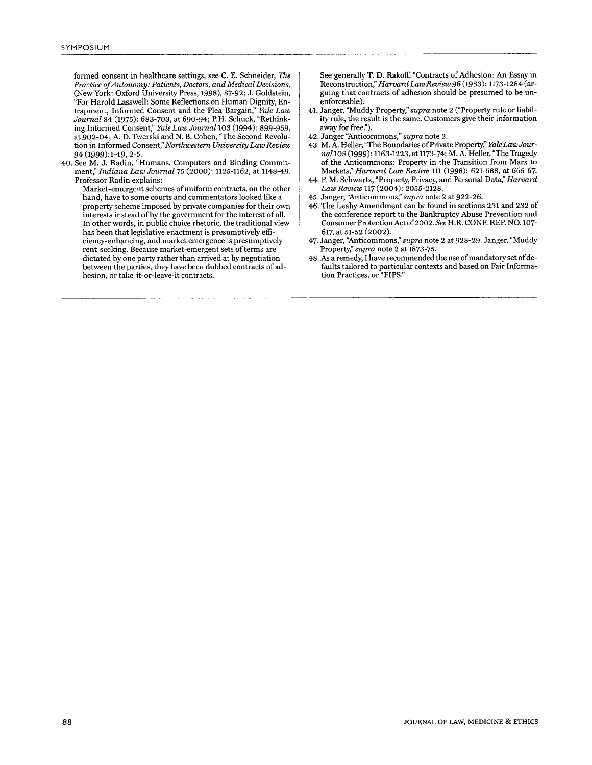formed consent in healthcare settings, see C. E. Schneider, *The Practice of Autonomy: Patients, Doctors, and Medical Decisions*, (New York: Oxford University Press, 1998), 87-92; J. Goldstein, "For Harold Lasswell: Some Reflections on Human Dignity, Entrapment, Informed Consent and the Plea Bargain," *Yale Law Journal* 84 (1975): 683-703, at 690-94; P.H. Schuck, "Rethinking Informed Consent," *Yale Law Journal* 103 (1994): 899-959, at 902-04; A. D. Twerski and N. B. Cohen, "The Second Revolution in Informed Consent," *Northwestern University Law Review* 94 (1999):1-49, 2-5.

40. See M. J. Radin, "Humans, Computers and Binding Commitment," *Indiana Law Journal* 75 (2000): 1125-1162, at 1148-49. Professor Radin explains:

    Market-emergent schemes of uniform contracts, on the other hand, have to some courts and commentators looked like a property scheme imposed by private companies for their own interests instead of by the government for the interest of all. In other words, in public choice rhetoric, the traditional view has been that legislative enactment is presumptively efficiency-enhancing, and market emergence is presumptively rent-seeking. Because market-emergent sets of terms are dictated by one party rather than arrived at by negotiation between the parties, they have been dubbed contracts of adhesion, or take-it-or-leave-it contracts.

    See generally T. D. Rakoff, "Contracts of Adhesion: An Essay in Reconstruction," *Harvard Law Review* 96 (1983): 1173-1284 (arguing that contracts of adhesion should be presumed to be unenforceable).

41. Janger, "Muddy Property," *supra* note 2 ("Property rule or liability rule, the result is the same. Customers give their information away for free.").
42. Janger "Anticommons," *supra* note 2.
43. M. A. Heller, "The Boundaries of Private Property," *Yale Law Journal* 108 (1999): 1163-1223, at 1173-74; M. A. Heller, "The Tragedy of the Anticommons: Property in the Transition from Marx to Markets," *Harvard Law Review* 111 (1998): 621-688, at 665-67.
44. P. M. Schwartz, "Property, Privacy, and Personal Data," *Harvard Law Review* 117 (2004): 2055-2128.
45. Janger, "Anticommons," *supra* note 2 at 922-26.
46. The Leahy Amendment can be found in sections 231 and 232 of the conference report to the Bankruptcy Abuse Prevention and Consumer Protection Act of 2002. *See* H.R. CONF. REP. NO. 107-617, at 51-52 (2002).
47. Janger, "Anticommons," *supra* note 2 at 928-29. Janger, "Muddy Property," *supra* note 2 at 1873-75.
48. As a remedy, I have recommended the use of mandatory set of defaults tailored to particular contexts and based on Fair Information Practices, or "FIPS."